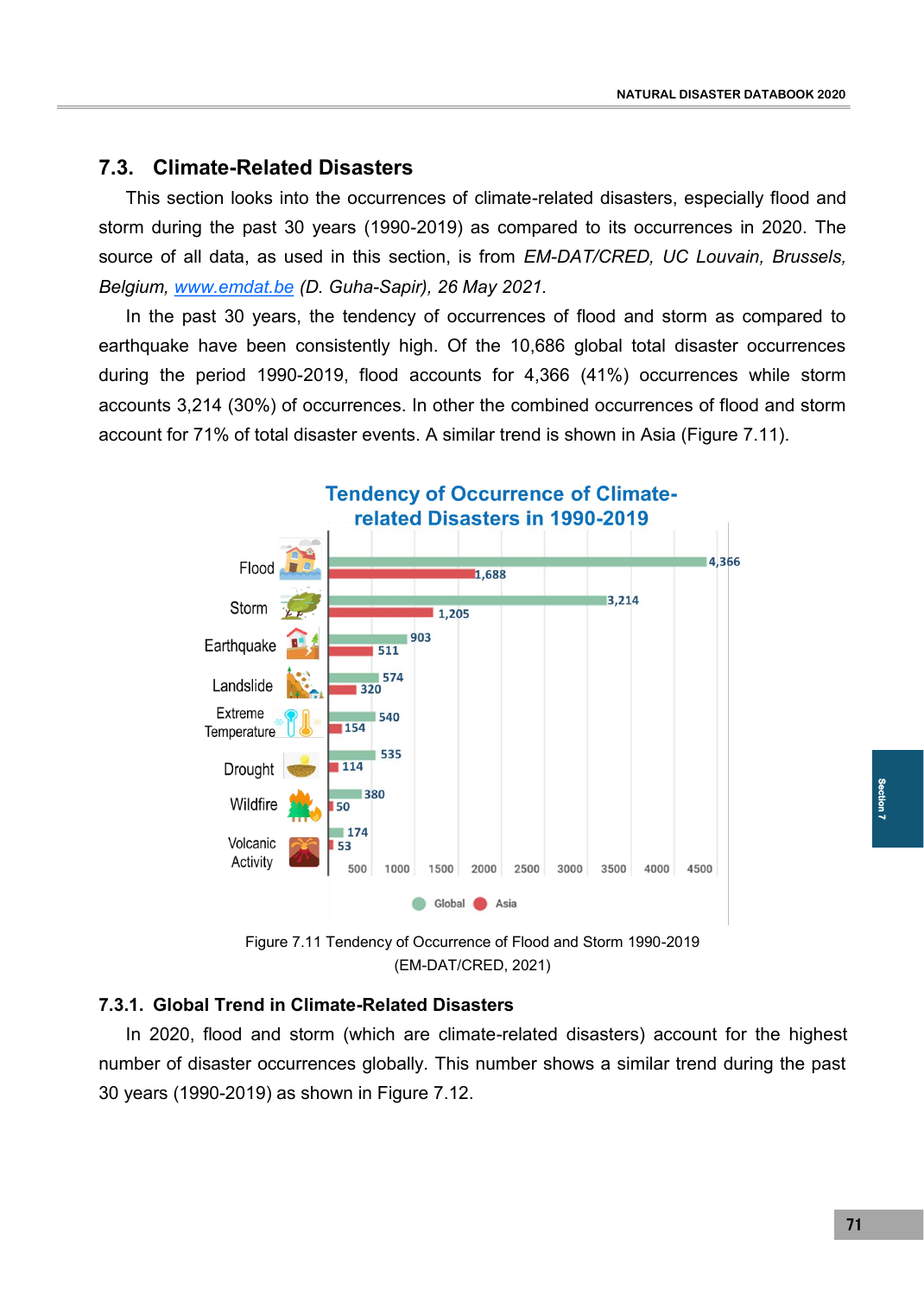## 7.3. Climate-Related Disasters

This section looks into the occurrences of climate-related disasters, especially flood and storm during the past 30 years (1990-2019) as compared to its occurrences in 2020. The source of all data, as used in this section, is from *EM-DAT/CRED, UC Louvain, Brussels, Belgium, www.emdat.be (D. Guha-Sapir), 26 May 2021.*

In the past 30 years, the tendency of occurrences of flood and storm as compared to earthquake have been consistently high. Of the 10,686 global total disaster occurrences during the period 1990-2019, flood accounts for 4,366 (41%) occurrences while storm accounts 3,214 (30%) of occurrences. In other the combined occurrences of flood and storm account for 71% of total disaster events. A similar trend is shown in Asia (Figure 7.11).

**Tendency of Occurrence of Climate-related Disasters in 1990-2019**

| Disaster | Global | Asia |
|---|---|---|
| Flood | 4,366 | 1,688 |
| Storm | 3,214 | 1,205 |
| Earthquake | 903 | 511 |
| Landslide | 574 | 320 |
| Extreme Temperature | 540 | 154 |
| Drought | 535 | 114 |
| Wildfire | 380 | 50 |
| Volcanic Activity | 174 | 53 |

Figure 7.11 Tendency of Occurrence of Flood and Storm 1990-2019 (EM-DAT/CRED, 2021)

### 7.3.1. Global Trend in Climate-Related Disasters

In 2020, flood and storm (which are climate-related disasters) account for the highest number of disaster occurrences globally. This number shows a similar trend during the past 30 years (1990-2019) as shown in Figure 7.12.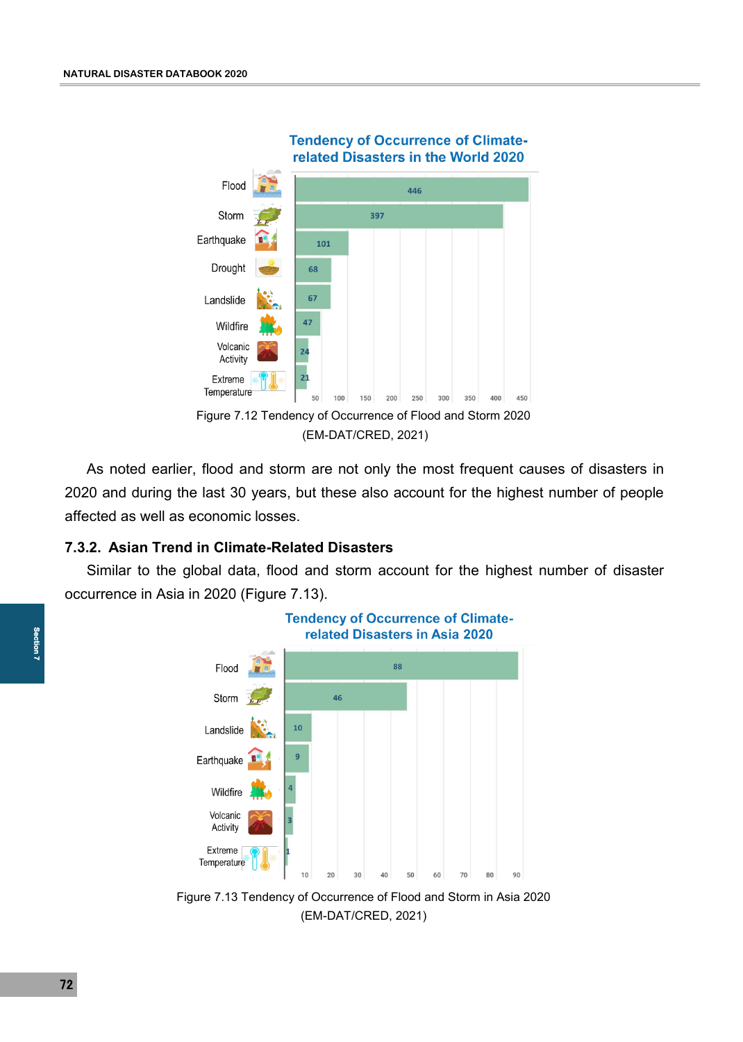Tendency of Occurrence of Climate-related Disasters in the World 2020

Flood
Storm
Earthquake
Drought
Landslide
Wildfire
Volcanic Activity
Extreme Temperature

446
397
101
68
67
47
24
21

50 100 150 200 250 300 350 400 450

Figure 7.12 Tendency of Occurrence of Flood and Storm 2020
(EM-DAT/CRED, 2021)

As noted earlier, flood and storm are not only the most frequent causes of disasters in 2020 and during the last 30 years, but these also account for the highest number of people affected as well as economic losses.

### 7.3.2. Asian Trend in Climate-Related Disasters

Similar to the global data, flood and storm account for the highest number of disaster occurrence in Asia in 2020 (Figure 7.13).

Tendency of Occurrence of Climate-related Disasters in Asia 2020

Flood
Storm
Landslide
Earthquake
Wildfire
Volcanic Activity
Extreme Temperature

88
46
10
9
4
3
1

10 20 30 40 50 60 70 80 90

Figure 7.13 Tendency of Occurrence of Flood and Storm in Asia 2020
(EM-DAT/CRED, 2021)